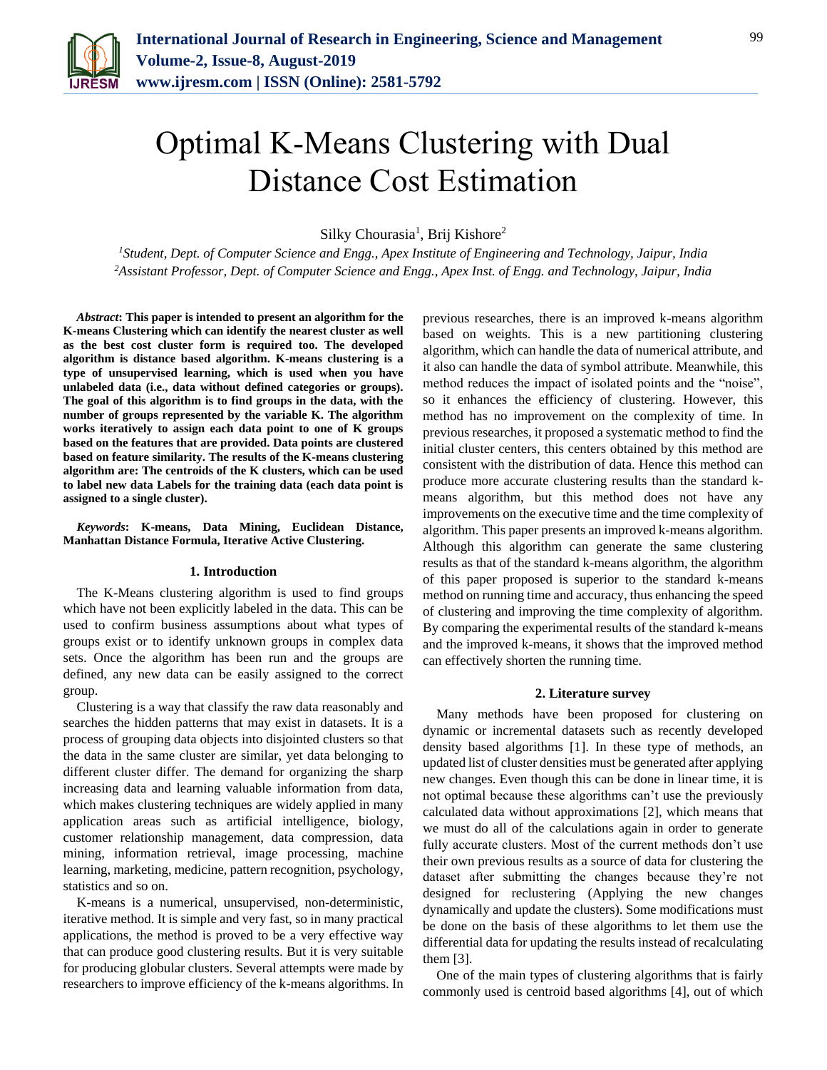# Optimal K-Means Clustering with Dual Distance Cost Estimation

Silky Chourasia[1], Brij Kishore[2]

[1]*Student, Dept. of Computer Science and Engg., Apex Institute of Engineering and Technology, Jaipur, India*
[2]*Assistant Professor, Dept. of Computer Science and Engg., Apex Inst. of Engg. and Technology, Jaipur, India*

***Abstract*: This paper is intended to present an algorithm for the K-means Clustering which can identify the nearest cluster as well as the best cost cluster form is required too. The developed algorithm is distance based algorithm. K-means clustering is a type of unsupervised learning, which is used when you have unlabeled data (i.e., data without defined categories or groups). The goal of this algorithm is to find groups in the data, with the number of groups represented by the variable K. The algorithm works iteratively to assign each data point to one of K groups based on the features that are provided. Data points are clustered based on feature similarity. The results of the K-means clustering algorithm are: The centroids of the K clusters, which can be used to label new data Labels for the training data (each data point is assigned to a single cluster).**

***Keywords*: K-means, Data Mining, Euclidean Distance, Manhattan Distance Formula, Iterative Active Clustering.**

## 1. Introduction

The K-Means clustering algorithm is used to find groups which have not been explicitly labeled in the data. This can be used to confirm business assumptions about what types of groups exist or to identify unknown groups in complex data sets. Once the algorithm has been run and the groups are defined, any new data can be easily assigned to the correct group.

Clustering is a way that classify the raw data reasonably and searches the hidden patterns that may exist in datasets. It is a process of grouping data objects into disjointed clusters so that the data in the same cluster are similar, yet data belonging to different cluster differ. The demand for organizing the sharp increasing data and learning valuable information from data, which makes clustering techniques are widely applied in many application areas such as artificial intelligence, biology, customer relationship management, data compression, data mining, information retrieval, image processing, machine learning, marketing, medicine, pattern recognition, psychology, statistics and so on.

K-means is a numerical, unsupervised, non-deterministic, iterative method. It is simple and very fast, so in many practical applications, the method is proved to be a very effective way that can produce good clustering results. But it is very suitable for producing globular clusters. Several attempts were made by researchers to improve efficiency of the k-means algorithms. In previous researches, there is an improved k-means algorithm based on weights. This is a new partitioning clustering algorithm, which can handle the data of numerical attribute, and it also can handle the data of symbol attribute. Meanwhile, this method reduces the impact of isolated points and the "noise", so it enhances the efficiency of clustering. However, this method has no improvement on the complexity of time. In previous researches, it proposed a systematic method to find the initial cluster centers, this centers obtained by this method are consistent with the distribution of data. Hence this method can produce more accurate clustering results than the standard k-means algorithm, but this method does not have any improvements on the executive time and the time complexity of algorithm. This paper presents an improved k-means algorithm. Although this algorithm can generate the same clustering results as that of the standard k-means algorithm, the algorithm of this paper proposed is superior to the standard k-means method on running time and accuracy, thus enhancing the speed of clustering and improving the time complexity of algorithm. By comparing the experimental results of the standard k-means and the improved k-means, it shows that the improved method can effectively shorten the running time.

## 2. Literature survey

Many methods have been proposed for clustering on dynamic or incremental datasets such as recently developed density based algorithms [1]. In these type of methods, an updated list of cluster densities must be generated after applying new changes. Even though this can be done in linear time, it is not optimal because these algorithms can't use the previously calculated data without approximations [2], which means that we must do all of the calculations again in order to generate fully accurate clusters. Most of the current methods don't use their own previous results as a source of data for clustering the dataset after submitting the changes because they're not designed for reclustering (Applying the new changes dynamically and update the clusters). Some modifications must be done on the basis of these algorithms to let them use the differential data for updating the results instead of recalculating them [3].

One of the main types of clustering algorithms that is fairly commonly used is centroid based algorithms [4], out of which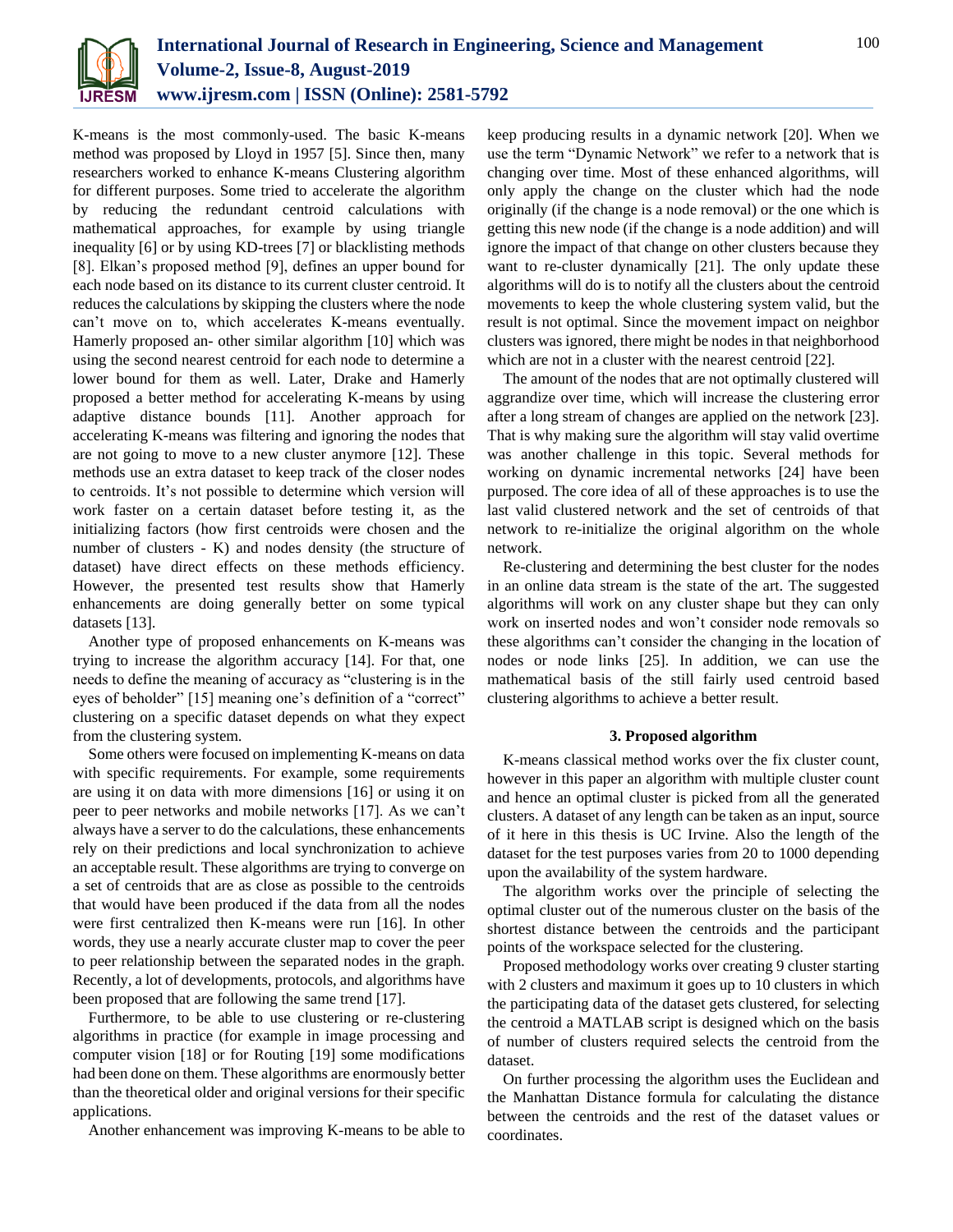K-means is the most commonly-used. The basic K-means method was proposed by Lloyd in 1957 [5]. Since then, many researchers worked to enhance K-means Clustering algorithm for different purposes. Some tried to accelerate the algorithm by reducing the redundant centroid calculations with mathematical approaches, for example by using triangle inequality [6] or by using KD-trees [7] or blacklisting methods [8]. Elkan's proposed method [9], defines an upper bound for each node based on its distance to its current cluster centroid. It reduces the calculations by skipping the clusters where the node can't move on to, which accelerates K-means eventually. Hamerly proposed an- other similar algorithm [10] which was using the second nearest centroid for each node to determine a lower bound for them as well. Later, Drake and Hamerly proposed a better method for accelerating K-means by using adaptive distance bounds [11]. Another approach for accelerating K-means was filtering and ignoring the nodes that are not going to move to a new cluster anymore [12]. These methods use an extra dataset to keep track of the closer nodes to centroids. It's not possible to determine which version will work faster on a certain dataset before testing it, as the initializing factors (how first centroids were chosen and the number of clusters - K) and nodes density (the structure of dataset) have direct effects on these methods efficiency. However, the presented test results show that Hamerly enhancements are doing generally better on some typical datasets [13].

Another type of proposed enhancements on K-means was trying to increase the algorithm accuracy [14]. For that, one needs to define the meaning of accuracy as "clustering is in the eyes of beholder" [15] meaning one's definition of a "correct" clustering on a specific dataset depends on what they expect from the clustering system.

Some others were focused on implementing K-means on data with specific requirements. For example, some requirements are using it on data with more dimensions [16] or using it on peer to peer networks and mobile networks [17]. As we can't always have a server to do the calculations, these enhancements rely on their predictions and local synchronization to achieve an acceptable result. These algorithms are trying to converge on a set of centroids that are as close as possible to the centroids that would have been produced if the data from all the nodes were first centralized then K-means were run [16]. In other words, they use a nearly accurate cluster map to cover the peer to peer relationship between the separated nodes in the graph. Recently, a lot of developments, protocols, and algorithms have been proposed that are following the same trend [17].

Furthermore, to be able to use clustering or re-clustering algorithms in practice (for example in image processing and computer vision [18] or for Routing [19] some modifications had been done on them. These algorithms are enormously better than the theoretical older and original versions for their specific applications.

Another enhancement was improving K-means to be able to keep producing results in a dynamic network [20]. When we use the term "Dynamic Network" we refer to a network that is changing over time. Most of these enhanced algorithms, will only apply the change on the cluster which had the node originally (if the change is a node removal) or the one which is getting this new node (if the change is a node addition) and will ignore the impact of that change on other clusters because they want to re-cluster dynamically [21]. The only update these algorithms will do is to notify all the clusters about the centroid movements to keep the whole clustering system valid, but the result is not optimal. Since the movement impact on neighbor clusters was ignored, there might be nodes in that neighborhood which are not in a cluster with the nearest centroid [22].

The amount of the nodes that are not optimally clustered will aggrandize over time, which will increase the clustering error after a long stream of changes are applied on the network [23]. That is why making sure the algorithm will stay valid overtime was another challenge in this topic. Several methods for working on dynamic incremental networks [24] have been purposed. The core idea of all of these approaches is to use the last valid clustered network and the set of centroids of that network to re-initialize the original algorithm on the whole network.

Re-clustering and determining the best cluster for the nodes in an online data stream is the state of the art. The suggested algorithms will work on any cluster shape but they can only work on inserted nodes and won't consider node removals so these algorithms can't consider the changing in the location of nodes or node links [25]. In addition, we can use the mathematical basis of the still fairly used centroid based clustering algorithms to achieve a better result.

## 3. Proposed algorithm

K-means classical method works over the fix cluster count, however in this paper an algorithm with multiple cluster count and hence an optimal cluster is picked from all the generated clusters. A dataset of any length can be taken as an input, source of it here in this thesis is UC Irvine. Also the length of the dataset for the test purposes varies from 20 to 1000 depending upon the availability of the system hardware.

The algorithm works over the principle of selecting the optimal cluster out of the numerous cluster on the basis of the shortest distance between the centroids and the participant points of the workspace selected for the clustering.

Proposed methodology works over creating 9 cluster starting with 2 clusters and maximum it goes up to 10 clusters in which the participating data of the dataset gets clustered, for selecting the centroid a MATLAB script is designed which on the basis of number of clusters required selects the centroid from the dataset.

On further processing the algorithm uses the Euclidean and the Manhattan Distance formula for calculating the distance between the centroids and the rest of the dataset values or coordinates.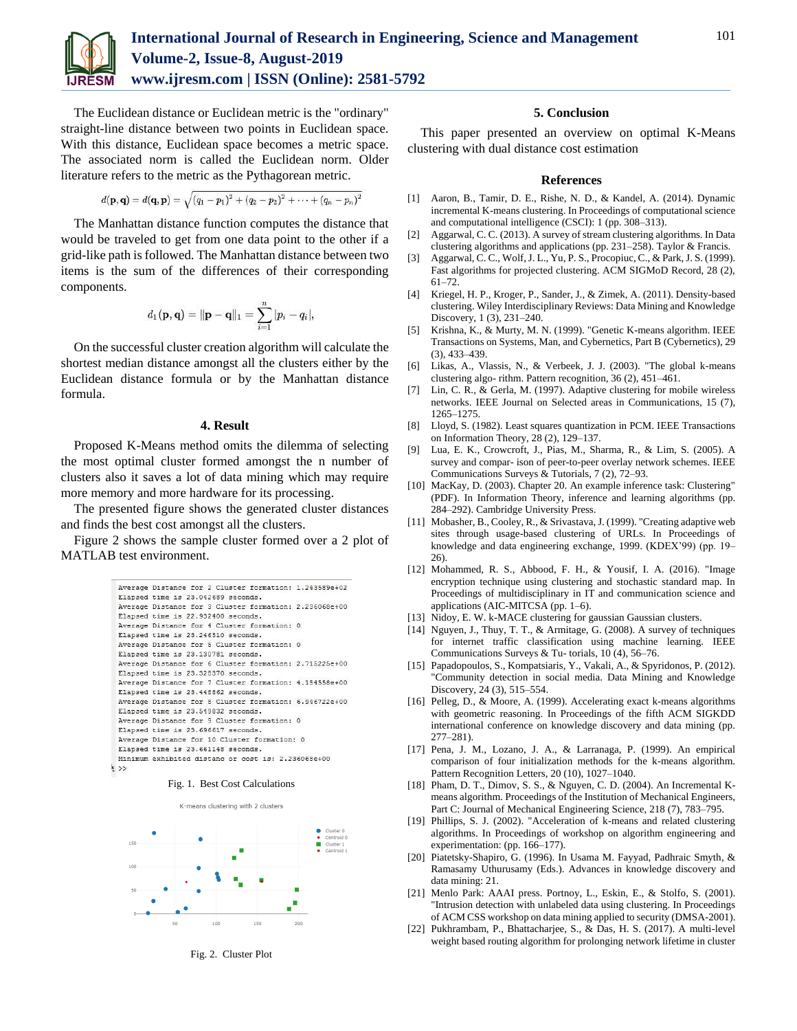The Euclidean distance or Euclidean metric is the "ordinary" straight-line distance between two points in Euclidean space. With this distance, Euclidean space becomes a metric space. The associated norm is called the Euclidean norm. Older literature refers to the metric as the Pythagorean metric.

$$d(\mathbf{p},\mathbf{q}) = d(\mathbf{q},\mathbf{p}) = \sqrt{(q_1-p_1)^2 + (q_2-p_2)^2 + \cdots + (q_n-p_n)^2}$$

The Manhattan distance function computes the distance that would be traveled to get from one data point to the other if a grid-like path is followed. The Manhattan distance between two items is the sum of the differences of their corresponding components.

$$d_1(\mathbf{p},\mathbf{q}) = \|\mathbf{p}-\mathbf{q}\|_1 = \sum_{i=1}^{n} |p_i - q_i|,$$

On the successful cluster creation algorithm will calculate the shortest median distance amongst all the clusters either by the Euclidean distance formula or by the Manhattan distance formula.

## 4. Result

Proposed K-Means method omits the dilemma of selecting the most optimal cluster formed amongst the n number of clusters also it saves a lot of data mining which may require more memory and more hardware for its processing.

The presented figure shows the generated cluster distances and finds the best cost amongst all the clusters.

Figure 2 shows the sample cluster formed over a 2 plot of MATLAB test environment.

```
Average Distance for 2 Cluster formation: 1.243589e+02
Elapsed time is 23.042689 seconds.
Average Distance for 3 Cluster formation: 2.236068e+00
Elapsed time is 22.932400 seconds.
Average Distance for 4 Cluster formation: 0
Elapsed time is 23.246510 seconds.
Average Distance for 5 Cluster formation: 0
Elapsed time is 23.130781 seconds.
Average Distance for 6 Cluster formation: 2.715225e+00
Elapsed time is 23.328370 seconds.
Average Distance for 7 Cluster formation: 4.154558e+00
Elapsed time is 23.448862 seconds.
Average Distance for 8 Cluster formation: 6.966722e+00
Elapsed time is 23.549832 seconds.
Average Distance for 9 Cluster formation: 0
Elapsed time is 23.696617 seconds.
Average Distance for 10 Cluster formation: 0
Elapsed time is 23.661148 seconds.
Minimum exhibited distanc or cost is: 2.236068e+00
>>
```

Fig. 1. Best Cost Calculations

Fig. 2. Cluster Plot

## 5. Conclusion

This paper presented an overview on optimal K-Means clustering with dual distance cost estimation

## References

[1] Aaron, B., Tamir, D. E., Rishe, N. D., & Kandel, A. (2014). Dynamic incremental K-means clustering. In Proceedings of computational science and computational intelligence (CSCI): 1 (pp. 308–313).

[2] Aggarwal, C. C. (2013). A survey of stream clustering algorithms. In Data clustering algorithms and applications (pp. 231–258). Taylor & Francis.

[3] Aggarwal, C. C., Wolf, J. L., Yu, P. S., Procopiuc, C., & Park, J. S. (1999). Fast algorithms for projected clustering. ACM SIGMoD Record, 28 (2), 61–72.

[4] Kriegel, H. P., Kroger, P., Sander, J., & Zimek, A. (2011). Density-based clustering. Wiley Interdisciplinary Reviews: Data Mining and Knowledge Discovery, 1 (3), 231–240.

[5] Krishna, K., & Murty, M. N. (1999). "Genetic K-means algorithm. IEEE Transactions on Systems, Man, and Cybernetics, Part B (Cybernetics), 29 (3), 433–439.

[6] Likas, A., Vlassis, N., & Verbeek, J. J. (2003). "The global k-means clustering algo- rithm. Pattern recognition, 36 (2), 451–461.

[7] Lin, C. R., & Gerla, M. (1997). Adaptive clustering for mobile wireless networks. IEEE Journal on Selected areas in Communications, 15 (7), 1265–1275.

[8] Lloyd, S. (1982). Least squares quantization in PCM. IEEE Transactions on Information Theory, 28 (2), 129–137.

[9] Lua, E. K., Crowcroft, J., Pias, M., Sharma, R., & Lim, S. (2005). A survey and compar- ison of peer-to-peer overlay network schemes. IEEE Communications Surveys & Tutorials, 7 (2), 72–93.

[10] MacKay, D. (2003). Chapter 20. An example inference task: Clustering" (PDF). In Information Theory, inference and learning algorithms (pp. 284–292). Cambridge University Press.

[11] Mobasher, B., Cooley, R., & Srivastava, J. (1999). "Creating adaptive web sites through usage-based clustering of URLs. In Proceedings of knowledge and data engineering exchange, 1999. (KDEX'99) (pp. 19–26).

[12] Mohammed, R. S., Abbood, F. H., & Yousif, I. A. (2016). "Image encryption technique using clustering and stochastic standard map. In Proceedings of multidisciplinary in IT and communication science and applications (AIC-MITCSA (pp. 1–6).

[13] Nidoy, E. W. k-MACE clustering for gaussian Gaussian clusters.

[14] Nguyen, J., Thuy, T. T., & Armitage, G. (2008). A survey of techniques for internet traffic classification using machine learning. IEEE Communications Surveys & Tu- torials, 10 (4), 56–76.

[15] Papadopoulos, S., Kompatsiaris, Y., Vakali, A., & Spyridonos, P. (2012). "Community detection in social media. Data Mining and Knowledge Discovery, 24 (3), 515–554.

[16] Pelleg, D., & Moore, A. (1999). Accelerating exact k-means algorithms with geometric reasoning. In Proceedings of the fifth ACM SIGKDD international conference on knowledge discovery and data mining (pp. 277–281).

[17] Pena, J. M., Lozano, J. A., & Larranaga, P. (1999). An empirical comparison of four initialization methods for the k-means algorithm. Pattern Recognition Letters, 20 (10), 1027–1040.

[18] Pham, D. T., Dimov, S. S., & Nguyen, C. D. (2004). An Incremental K-means algorithm. Proceedings of the Institution of Mechanical Engineers, Part C: Journal of Mechanical Engineering Science, 218 (7), 783–795.

[19] Phillips, S. J. (2002). "Acceleration of k-means and related clustering algorithms. In Proceedings of workshop on algorithm engineering and experimentation: (pp. 166–177).

[20] Piatetsky-Shapiro, G. (1996). In Usama M. Fayyad, Padhraic Smyth, & Ramasamy Uthurusamy (Eds.). Advances in knowledge discovery and data mining: 21.

[21] Menlo Park: AAAI press. Portnoy, L., Eskin, E., & Stolfo, S. (2001). "Intrusion detection with unlabeled data using clustering. In Proceedings of ACM CSS workshop on data mining applied to security (DMSA-2001).

[22] Pukhrambam, P., Bhattacharjee, S., & Das, H. S. (2017). A multi-level weight based routing algorithm for prolonging network lifetime in cluster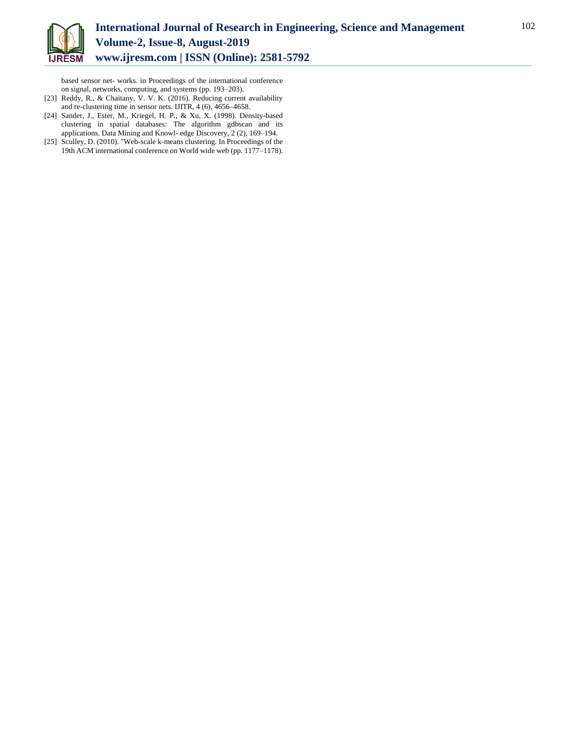based sensor net- works. in Proceedings of the international conference on signal, networks, computing, and systems (pp. 193–203).

[23] Reddy, R., & Chaitany, V. V. K. (2016). Reducing current availability and re-clustering time in sensor nets. IJITR, 4 (6), 4656–4658.

[24] Sander, J., Ester, M., Kriegel, H. P., & Xu, X. (1998). Density-based clustering in spatial databases: The algorithm gdbscan and its applications. Data Mining and Knowl- edge Discovery, 2 (2), 169–194.

[25] Sculley, D. (2010). "Web-scale k-means clustering. In Proceedings of the 19th ACM international conference on World wide web (pp. 1177–1178).